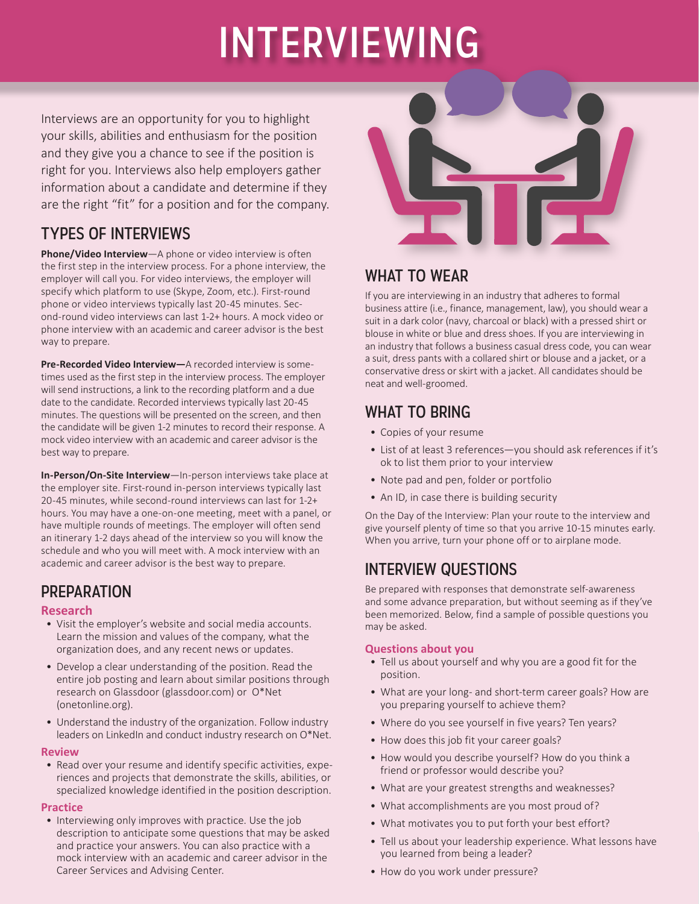# INTERVIEWING

Interviews are an opportunity for you to highlight your skills, abilities and enthusiasm for the position and they give you a chance to see if the position is right for you. Interviews also help employers gather information about a candidate and determine if they are the right "fit" for a position and for the company.

## TYPES OF INTERVIEWS

**Phone/Video Interview**—A phone or video interview is often the first step in the interview process. For a phone interview, the employer will call you. For video interviews, the employer will specify which platform to use (Skype, Zoom, etc.). First-round phone or video interviews typically last 20-45 minutes. Second-round video interviews can last 1-2+ hours. A mock video or phone interview with an academic and career advisor is the best way to prepare.

**Pre-Recorded Video Interview—**A recorded interview is sometimes used as the first step in the interview process. The employer will send instructions, a link to the recording platform and a due date to the candidate. Recorded interviews typically last 20-45 minutes. The questions will be presented on the screen, and then the candidate will be given 1-2 minutes to record their response. A mock video interview with an academic and career advisor is the best way to prepare.

**In-Person/On-Site Interview**—In-person interviews take place at the employer site. First-round in-person interviews typically last 20-45 minutes, while second-round interviews can last for 1-2+ hours. You may have a one-on-one meeting, meet with a panel, or have multiple rounds of meetings. The employer will often send an itinerary 1-2 days ahead of the interview so you will know the schedule and who you will meet with. A mock interview with an academic and career advisor is the best way to prepare.

## PREPARATION

### Research

- Visit the employer's website and social media accounts. Learn the mission and values of the company, what the organization does, and any recent news or updates.
- Develop a clear understanding of the position. Read the entire job posting and learn about similar positions through research on Glassdoor (glassdoor.com) or O*Net (onetonline.org).
- Understand the industry of the organization. Follow industry leaders on LinkedIn and conduct industry research on O*Net.

### Review

- Read over your resume and identify specific activities, experiences and projects that demonstrate the skills, abilities, or specialized knowledge identified in the position description.

### Practice

- Interviewing only improves with practice. Use the job description to anticipate some questions that may be asked and practice your answers. You can also practice with a mock interview with an academic and career advisor in the Career Services and Advising Center.

## WHAT TO WEAR

If you are interviewing in an industry that adheres to formal business attire (i.e., finance, management, law), you should wear a suit in a dark color (navy, charcoal or black) with a pressed shirt or blouse in white or blue and dress shoes. If you are interviewing in an industry that follows a business casual dress code, you can wear a suit, dress pants with a collared shirt or blouse and a jacket, or a conservative dress or skirt with a jacket. All candidates should be neat and well-groomed.

## WHAT TO BRING

- Copies of your resume
- List of at least 3 references—you should ask references if it's ok to list them prior to your interview
- Note pad and pen, folder or portfolio
- An ID, in case there is building security

On the Day of the Interview: Plan your route to the interview and give yourself plenty of time so that you arrive 10-15 minutes early. When you arrive, turn your phone off or to airplane mode.

## INTERVIEW QUESTIONS

Be prepared with responses that demonstrate self-awareness and some advance preparation, but without seeming as if they've been memorized. Below, find a sample of possible questions you may be asked.

### Questions about you

- Tell us about yourself and why you are a good fit for the position.
- What are your long- and short-term career goals? How are you preparing yourself to achieve them?
- Where do you see yourself in five years? Ten years?
- How does this job fit your career goals?
- How would you describe yourself? How do you think a friend or professor would describe you?
- What are your greatest strengths and weaknesses?
- What accomplishments are you most proud of?
- What motivates you to put forth your best effort?
- Tell us about your leadership experience. What lessons have you learned from being a leader?
- How do you work under pressure?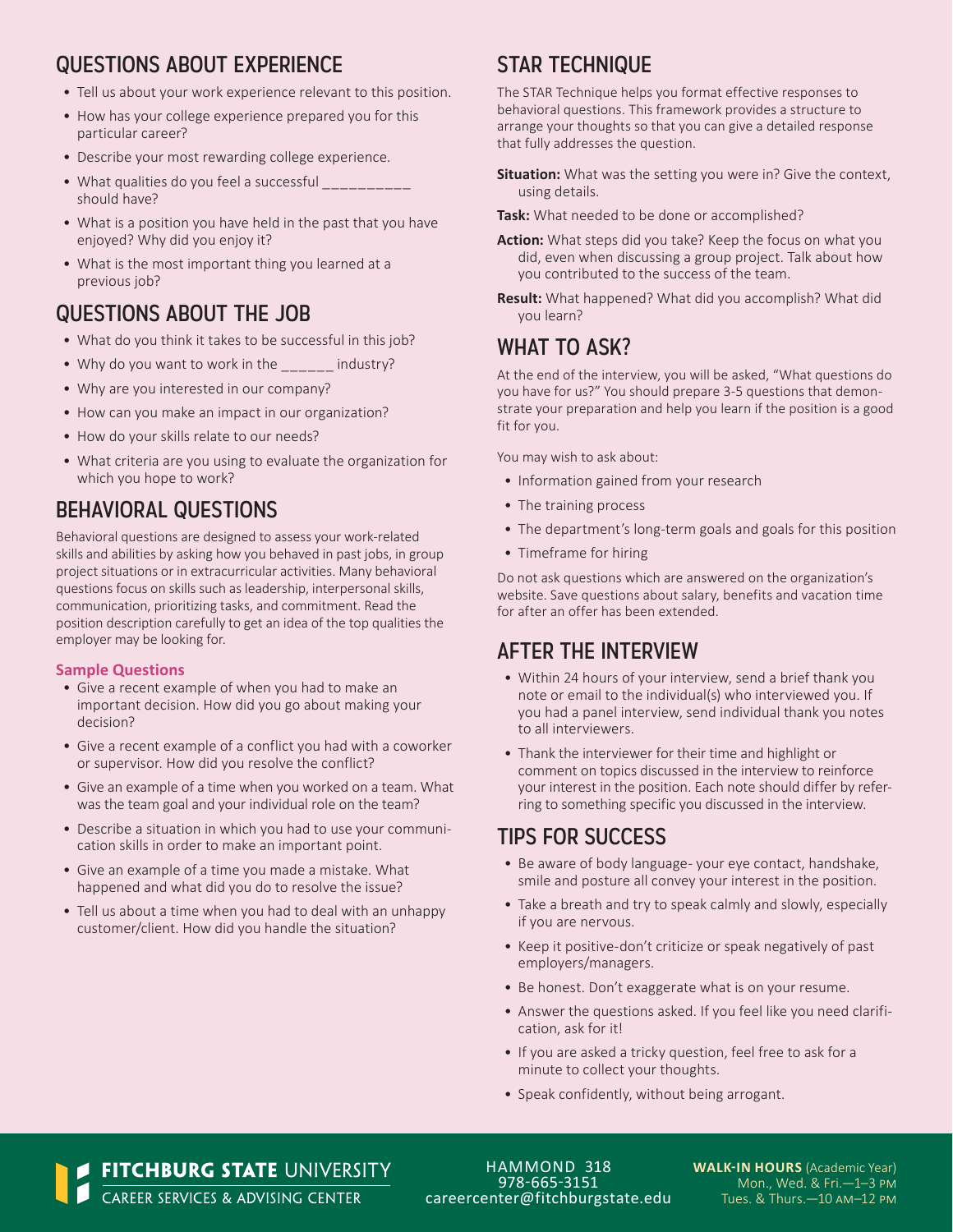## QUESTIONS ABOUT EXPERIENCE

- Tell us about your work experience relevant to this position.
- How has your college experience prepared you for this particular career?
- Describe your most rewarding college experience.
- What qualities do you feel a successful __________ should have?
- What is a position you have held in the past that you have enjoyed? Why did you enjoy it?
- What is the most important thing you learned at a previous job?

## QUESTIONS ABOUT THE JOB

- What do you think it takes to be successful in this job?
- Why do you want to work in the ______ industry?
- Why are you interested in our company?
- How can you make an impact in our organization?
- How do your skills relate to our needs?
- What criteria are you using to evaluate the organization for which you hope to work?

## BEHAVIORAL QUESTIONS

Behavioral questions are designed to assess your work-related skills and abilities by asking how you behaved in past jobs, in group project situations or in extracurricular activities. Many behavioral questions focus on skills such as leadership, interpersonal skills, communication, prioritizing tasks, and commitment. Read the position description carefully to get an idea of the top qualities the employer may be looking for.

### Sample Questions

- Give a recent example of when you had to make an important decision. How did you go about making your decision?
- Give a recent example of a conflict you had with a coworker or supervisor. How did you resolve the conflict?
- Give an example of a time when you worked on a team. What was the team goal and your individual role on the team?
- Describe a situation in which you had to use your communication skills in order to make an important point.
- Give an example of a time you made a mistake. What happened and what did you do to resolve the issue?
- Tell us about a time when you had to deal with an unhappy customer/client. How did you handle the situation?

## STAR TECHNIQUE

The STAR Technique helps you format effective responses to behavioral questions. This framework provides a structure to arrange your thoughts so that you can give a detailed response that fully addresses the question.

**Situation:** What was the setting you were in? Give the context, using details.

**Task:** What needed to be done or accomplished?

**Action:** What steps did you take? Keep the focus on what you did, even when discussing a group project. Talk about how you contributed to the success of the team.

**Result:** What happened? What did you accomplish? What did you learn?

## WHAT TO ASK?

At the end of the interview, you will be asked, "What questions do you have for us?" You should prepare 3-5 questions that demonstrate your preparation and help you learn if the position is a good fit for you.

You may wish to ask about:

- Information gained from your research
- The training process
- The department's long-term goals and goals for this position
- Timeframe for hiring

Do not ask questions which are answered on the organization's website. Save questions about salary, benefits and vacation time for after an offer has been extended.

## AFTER THE INTERVIEW

- Within 24 hours of your interview, send a brief thank you note or email to the individual(s) who interviewed you. If you had a panel interview, send individual thank you notes to all interviewers.
- Thank the interviewer for their time and highlight or comment on topics discussed in the interview to reinforce your interest in the position. Each note should differ by referring to something specific you discussed in the interview.

## TIPS FOR SUCCESS

- Be aware of body language- your eye contact, handshake, smile and posture all convey your interest in the position.
- Take a breath and try to speak calmly and slowly, especially if you are nervous.
- Keep it positive-don't criticize or speak negatively of past employers/managers.
- Be honest. Don't exaggerate what is on your resume.
- Answer the questions asked. If you feel like you need clarification, ask for it!
- If you are asked a tricky question, feel free to ask for a minute to collect your thoughts.
- Speak confidently, without being arrogant.

**FITCHBURG STATE UNIVERSITY**
CAREER SERVICES & ADVISING CENTER

HAMMOND 318
978-665-3151
careercenter@fitchburgstate.edu

**WALK-IN HOURS** (Academic Year)
Mon., Wed. & Fri.—1–3 PM
Tues. & Thurs.—10 AM–12 PM